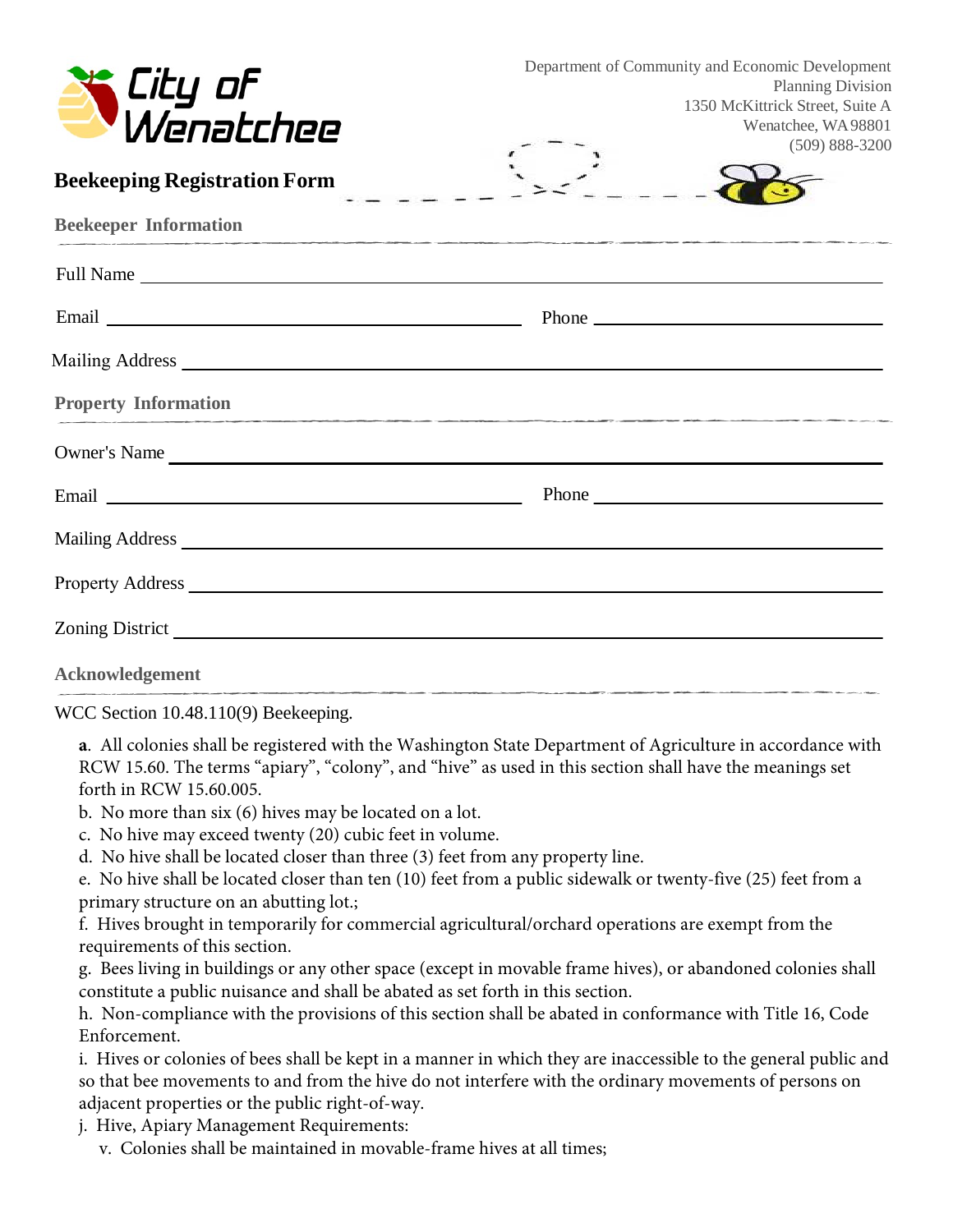City of Wenatchee

Department of Community and Economic Development
Planning Division
1350 McKittrick Street, Suite A
Wenatchee, WA 98801
(509) 888-3200

# Beekeeping Registration Form

## Beekeeper Information

Full Name ______________________________

Email ______________________________ Phone ______________________________

Mailing Address ______________________________

## Property Information

Owner's Name ______________________________

Email ______________________________ Phone ______________________________

Mailing Address ______________________________

Property Address ______________________________

Zoning District ______________________________

## Acknowledgement

WCC Section 10.48.110(9) Beekeeping.

**a**. All colonies shall be registered with the Washington State Department of Agriculture in accordance with RCW 15.60. The terms "apiary", "colony", and "hive" as used in this section shall have the meanings set forth in RCW 15.60.005.

b. No more than six (6) hives may be located on a lot.

c. No hive may exceed twenty (20) cubic feet in volume.

d. No hive shall be located closer than three (3) feet from any property line.

e. No hive shall be located closer than ten (10) feet from a public sidewalk or twenty-five (25) feet from a primary structure on an abutting lot.;

f. Hives brought in temporarily for commercial agricultural/orchard operations are exempt from the requirements of this section.

g. Bees living in buildings or any other space (except in movable frame hives), or abandoned colonies shall constitute a public nuisance and shall be abated as set forth in this section.

h. Non-compliance with the provisions of this section shall be abated in conformance with Title 16, Code Enforcement.

i. Hives or colonies of bees shall be kept in a manner in which they are inaccessible to the general public and so that bee movements to and from the hive do not interfere with the ordinary movements of persons on adjacent properties or the public right-of-way.

j. Hive, Apiary Management Requirements:

v. Colonies shall be maintained in movable-frame hives at all times;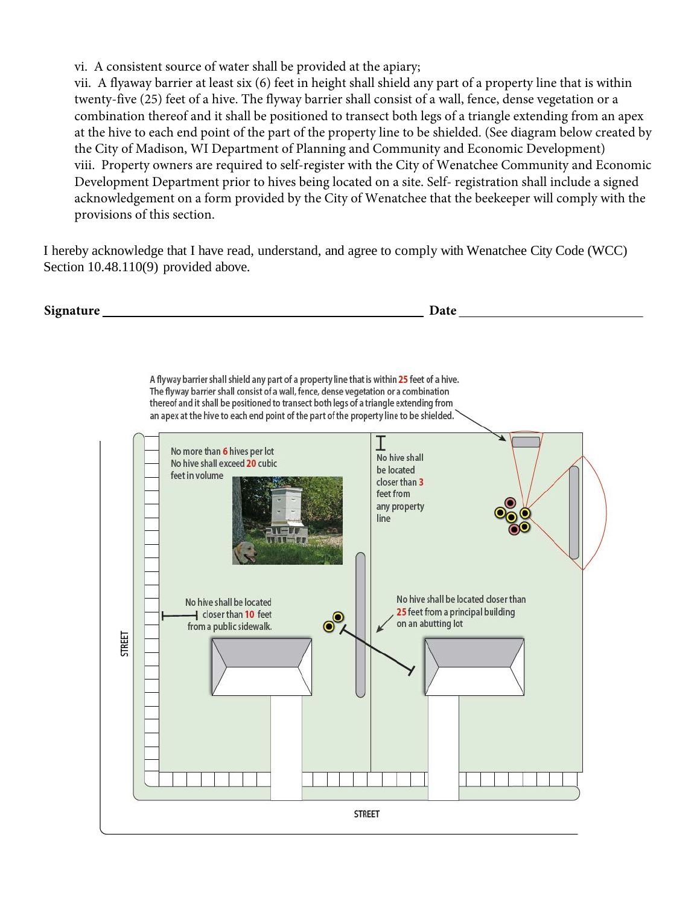vi. A consistent source of water shall be provided at the apiary;

vii. A flyaway barrier at least six (6) feet in height shall shield any part of a property line that is within twenty-five (25) feet of a hive. The flyway barrier shall consist of a wall, fence, dense vegetation or a combination thereof and it shall be positioned to transect both legs of a triangle extending from an apex at the hive to each end point of the part of the property line to be shielded. (See diagram below created by the City of Madison, WI Department of Planning and Community and Economic Development)

viii. Property owners are required to self-register with the City of Wenatchee Community and Economic Development Department prior to hives being located on a site. Self- registration shall include a signed acknowledgement on a form provided by the City of Wenatchee that the beekeeper will comply with the provisions of this section.

I hereby acknowledge that I have read, understand, and agree to comply with Wenatchee City Code (WCC) Section 10.48.110(9) provided above.

**Signature** ______________________________ **Date** ____________________

A flyway barrier shall shield any part of a property line that is within 25 feet of a hive. The flyway barrier shall consist of a wall, fence, dense vegetation or a combination thereof and it shall be positioned to transect both legs of a triangle extending from an apex at the hive to each end point of the part of the property line to be shielded.

No more than 6 hives per lot

No hive shall exceed 20 cubic feet in volume

No hive shall be located closer than 3 feet from any property line

No hive shall be located closer than 10 feet from a public sidewalk.

No hive shall be located closer than 25 feet from a principal building on an abutting lot

STREET

STREET